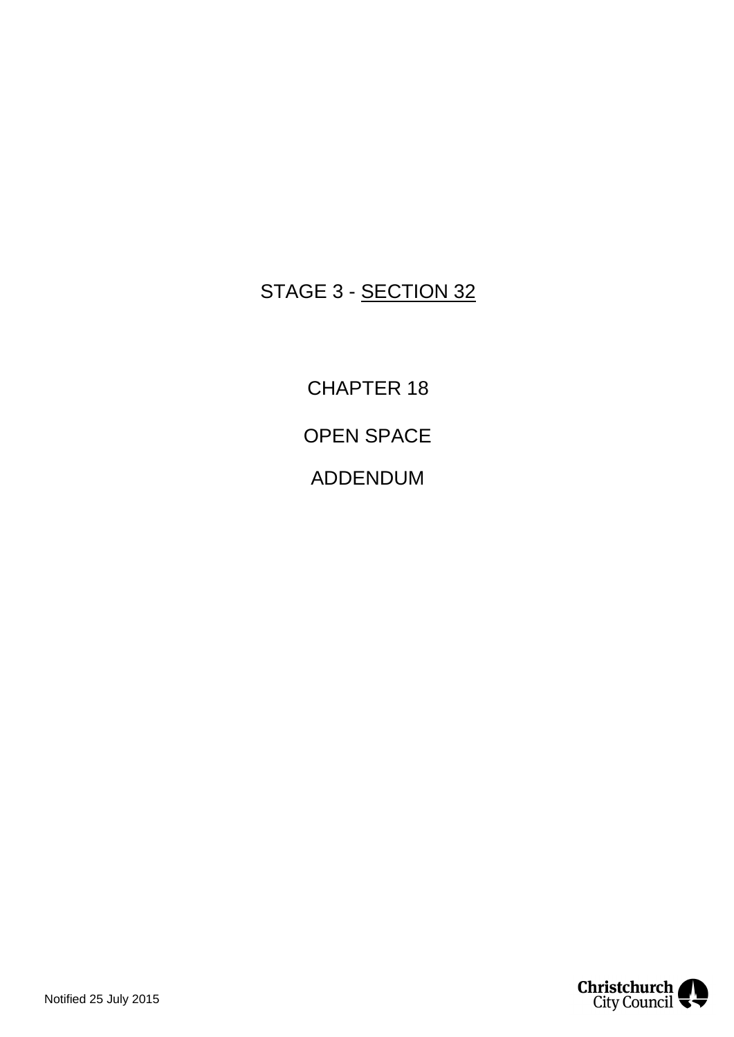STAGE 3 - <u>SECTION 32</u>

# CHAPTER 18

# OPEN SPACE

# ADDENDUM

Notified 25 July 2015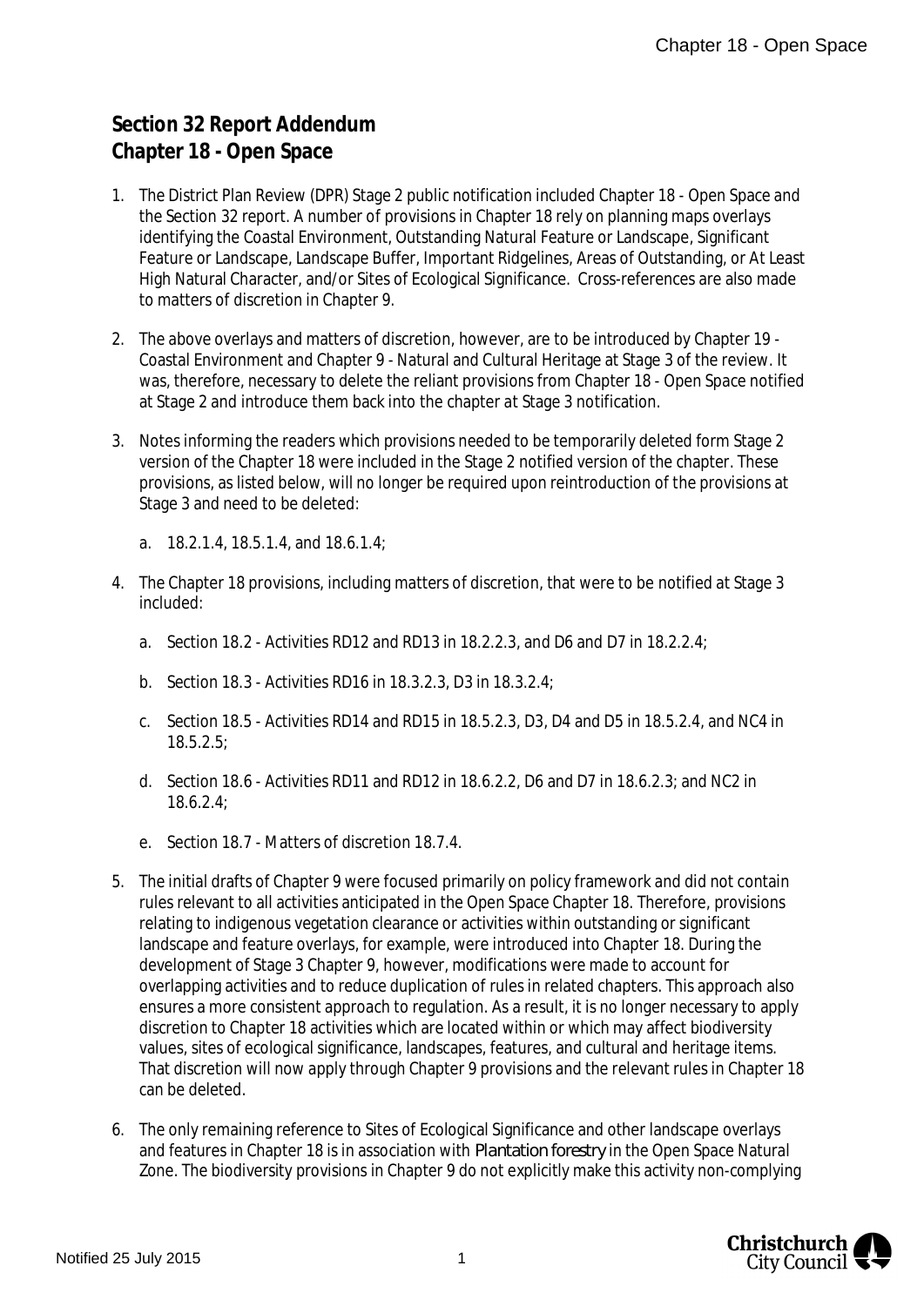## Section 32 Report Addendum
## Chapter 18 - Open Space

1. The District Plan Review (DPR) Stage 2 public notification included Chapter 18 - Open Space and the Section 32 report. A number of provisions in Chapter 18 rely on planning maps overlays identifying the Coastal Environment, Outstanding Natural Feature or Landscape, Significant Feature or Landscape, Landscape Buffer, Important Ridgelines, Areas of Outstanding, or At Least High Natural Character, and/or Sites of Ecological Significance. Cross-references are also made to matters of discretion in Chapter 9.

2. The above overlays and matters of discretion, however, are to be introduced by Chapter 19 - Coastal Environment and Chapter 9 - Natural and Cultural Heritage at Stage 3 of the review. It was, therefore, necessary to delete the reliant provisions from Chapter 18 - Open Space notified at Stage 2 and introduce them back into the chapter at Stage 3 notification.

3. Notes informing the readers which provisions needed to be temporarily deleted form Stage 2 version of the Chapter 18 were included in the Stage 2 notified version of the chapter. These provisions, as listed below, will no longer be required upon reintroduction of the provisions at Stage 3 and need to be deleted:

   a. 18.2.1.4, 18.5.1.4, and 18.6.1.4;

4. The Chapter 18 provisions, including matters of discretion, that were to be notified at Stage 3 included:

   a. Section 18.2 - Activities RD12 and RD13 in 18.2.2.3, and D6 and D7 in 18.2.2.4;

   b. Section 18.3 - Activities RD16 in 18.3.2.3, D3 in 18.3.2.4;

   c. Section 18.5 - Activities RD14 and RD15 in 18.5.2.3, D3, D4 and D5 in 18.5.2.4, and NC4 in 18.5.2.5;

   d. Section 18.6 - Activities RD11 and RD12 in 18.6.2.2, D6 and D7 in 18.6.2.3; and NC2 in 18.6.2.4;

   e. Section 18.7 - Matters of discretion 18.7.4.

5. The initial drafts of Chapter 9 were focused primarily on policy framework and did not contain rules relevant to all activities anticipated in the Open Space Chapter 18. Therefore, provisions relating to indigenous vegetation clearance or activities within outstanding or significant landscape and feature overlays, for example, were introduced into Chapter 18. During the development of Stage 3 Chapter 9, however, modifications were made to account for overlapping activities and to reduce duplication of rules in related chapters. This approach also ensures a more consistent approach to regulation. As a result, it is no longer necessary to apply discretion to Chapter 18 activities which are located within or which may affect biodiversity values, sites of ecological significance, landscapes, features, and cultural and heritage items. That discretion will now apply through Chapter 9 provisions and the relevant rules in Chapter 18 can be deleted.

6. The only remaining reference to Sites of Ecological Significance and other landscape overlays and features in Chapter 18 is in association with *Plantation forestry* in the Open Space Natural Zone. The biodiversity provisions in Chapter 9 do not explicitly make this activity non-complying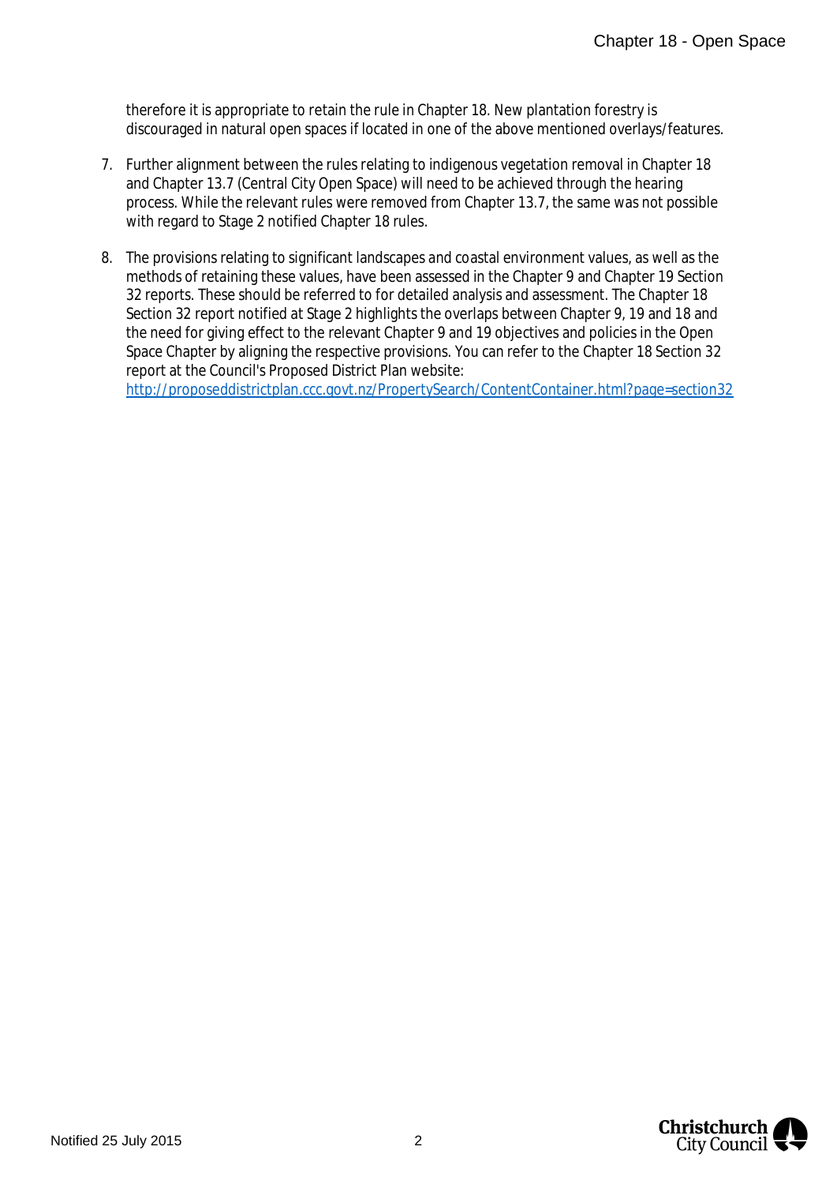therefore it is appropriate to retain the rule in Chapter 18. New plantation forestry is discouraged in natural open spaces if located in one of the above mentioned overlays/features.

7. Further alignment between the rules relating to indigenous vegetation removal in Chapter 18 and Chapter 13.7 (Central City Open Space) will need to be achieved through the hearing process. While the relevant rules were removed from Chapter 13.7, the same was not possible with regard to Stage 2 notified Chapter 18 rules.

8. The provisions relating to significant landscapes and coastal environment values, as well as the methods of retaining these values, have been assessed in the Chapter 9 and Chapter 19 Section 32 reports. These should be referred to for detailed analysis and assessment. The Chapter 18 Section 32 report notified at Stage 2 highlights the overlaps between Chapter 9, 19 and 18 and the need for giving effect to the relevant Chapter 9 and 19 objectives and policies in the Open Space Chapter by aligning the respective provisions. You can refer to the Chapter 18 Section 32 report at the Council's Proposed District Plan website: http://proposeddistrictplan.ccc.govt.nz/PropertySearch/ContentContainer.html?page=section32